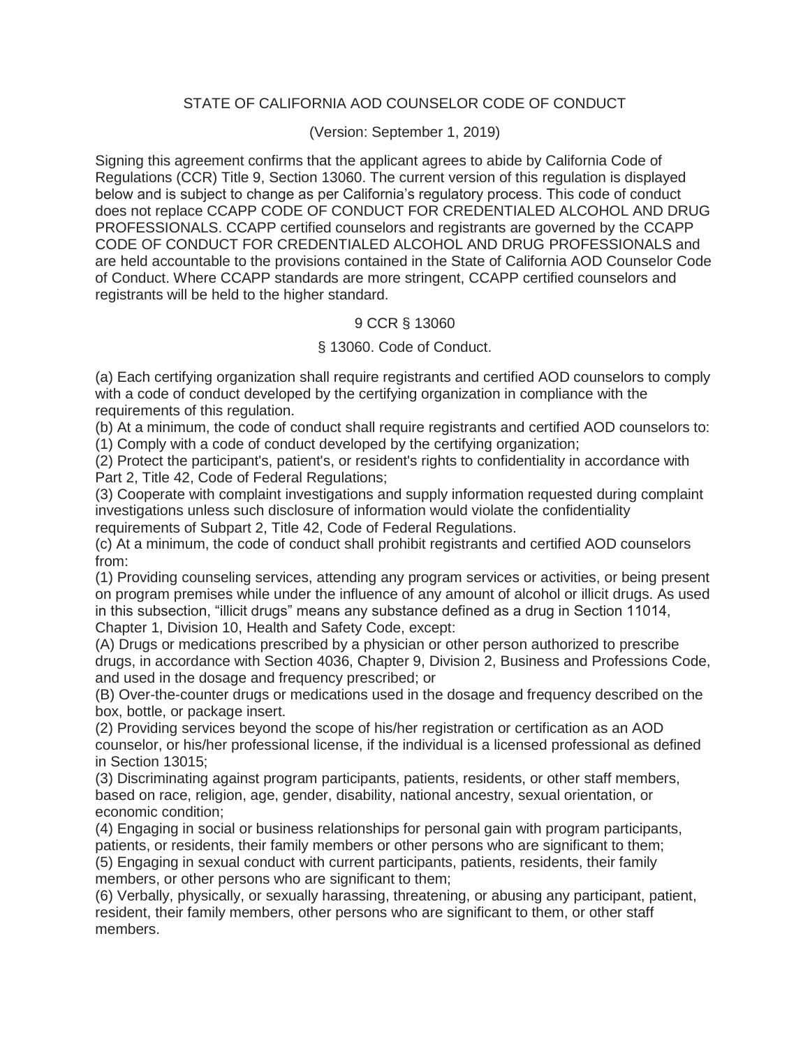# STATE OF CALIFORNIA AOD COUNSELOR CODE OF CONDUCT

(Version: September 1, 2019)

Signing this agreement confirms that the applicant agrees to abide by California Code of Regulations (CCR) Title 9, Section 13060. The current version of this regulation is displayed below and is subject to change as per California's regulatory process. This code of conduct does not replace CCAPP CODE OF CONDUCT FOR CREDENTIALED ALCOHOL AND DRUG PROFESSIONALS. CCAPP certified counselors and registrants are governed by the CCAPP CODE OF CONDUCT FOR CREDENTIALED ALCOHOL AND DRUG PROFESSIONALS and are held accountable to the provisions contained in the State of California AOD Counselor Code of Conduct. Where CCAPP standards are more stringent, CCAPP certified counselors and registrants will be held to the higher standard.

## 9 CCR § 13060

### § 13060. Code of Conduct.

(a) Each certifying organization shall require registrants and certified AOD counselors to comply with a code of conduct developed by the certifying organization in compliance with the requirements of this regulation.

(b) At a minimum, the code of conduct shall require registrants and certified AOD counselors to:

(1) Comply with a code of conduct developed by the certifying organization;

(2) Protect the participant's, patient's, or resident's rights to confidentiality in accordance with Part 2, Title 42, Code of Federal Regulations;

(3) Cooperate with complaint investigations and supply information requested during complaint investigations unless such disclosure of information would violate the confidentiality requirements of Subpart 2, Title 42, Code of Federal Regulations.

(c) At a minimum, the code of conduct shall prohibit registrants and certified AOD counselors from:

(1) Providing counseling services, attending any program services or activities, or being present on program premises while under the influence of any amount of alcohol or illicit drugs. As used in this subsection, "illicit drugs" means any substance defined as a drug in Section 11014, Chapter 1, Division 10, Health and Safety Code, except:

(A) Drugs or medications prescribed by a physician or other person authorized to prescribe drugs, in accordance with Section 4036, Chapter 9, Division 2, Business and Professions Code, and used in the dosage and frequency prescribed; or

(B) Over-the-counter drugs or medications used in the dosage and frequency described on the box, bottle, or package insert.

(2) Providing services beyond the scope of his/her registration or certification as an AOD counselor, or his/her professional license, if the individual is a licensed professional as defined in Section 13015;

(3) Discriminating against program participants, patients, residents, or other staff members, based on race, religion, age, gender, disability, national ancestry, sexual orientation, or economic condition;

(4) Engaging in social or business relationships for personal gain with program participants, patients, or residents, their family members or other persons who are significant to them;

(5) Engaging in sexual conduct with current participants, patients, residents, their family members, or other persons who are significant to them;

(6) Verbally, physically, or sexually harassing, threatening, or abusing any participant, patient, resident, their family members, other persons who are significant to them, or other staff members.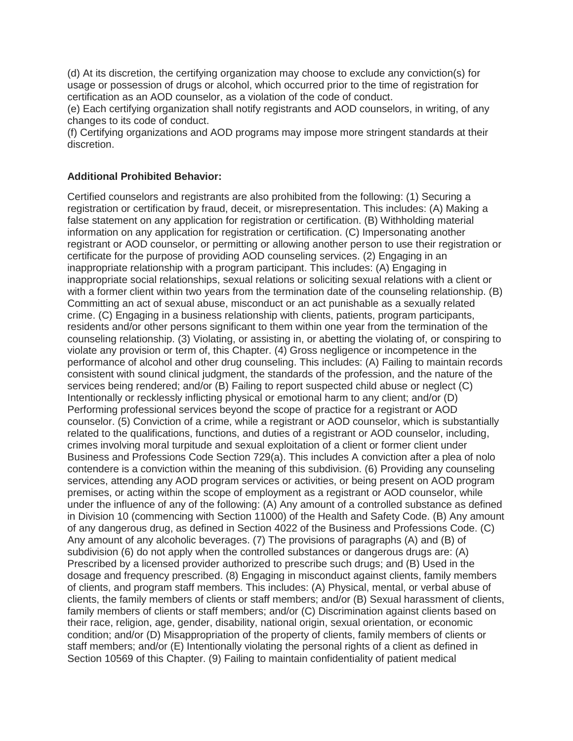(d) At its discretion, the certifying organization may choose to exclude any conviction(s) for usage or possession of drugs or alcohol, which occurred prior to the time of registration for certification as an AOD counselor, as a violation of the code of conduct.
(e) Each certifying organization shall notify registrants and AOD counselors, in writing, of any changes to its code of conduct.
(f) Certifying organizations and AOD programs may impose more stringent standards at their discretion.

**Additional Prohibited Behavior:**

Certified counselors and registrants are also prohibited from the following: (1) Securing a registration or certification by fraud, deceit, or misrepresentation. This includes: (A) Making a false statement on any application for registration or certification. (B) Withholding material information on any application for registration or certification. (C) Impersonating another registrant or AOD counselor, or permitting or allowing another person to use their registration or certificate for the purpose of providing AOD counseling services. (2) Engaging in an inappropriate relationship with a program participant. This includes: (A) Engaging in inappropriate social relationships, sexual relations or soliciting sexual relations with a client or with a former client within two years from the termination date of the counseling relationship. (B) Committing an act of sexual abuse, misconduct or an act punishable as a sexually related crime. (C) Engaging in a business relationship with clients, patients, program participants, residents and/or other persons significant to them within one year from the termination of the counseling relationship. (3) Violating, or assisting in, or abetting the violating of, or conspiring to violate any provision or term of, this Chapter. (4) Gross negligence or incompetence in the performance of alcohol and other drug counseling. This includes: (A) Failing to maintain records consistent with sound clinical judgment, the standards of the profession, and the nature of the services being rendered; and/or (B) Failing to report suspected child abuse or neglect (C) Intentionally or recklessly inflicting physical or emotional harm to any client; and/or (D) Performing professional services beyond the scope of practice for a registrant or AOD counselor. (5) Conviction of a crime, while a registrant or AOD counselor, which is substantially related to the qualifications, functions, and duties of a registrant or AOD counselor, including, crimes involving moral turpitude and sexual exploitation of a client or former client under Business and Professions Code Section 729(a). This includes A conviction after a plea of nolo contendere is a conviction within the meaning of this subdivision. (6) Providing any counseling services, attending any AOD program services or activities, or being present on AOD program premises, or acting within the scope of employment as a registrant or AOD counselor, while under the influence of any of the following: (A) Any amount of a controlled substance as defined in Division 10 (commencing with Section 11000) of the Health and Safety Code. (B) Any amount of any dangerous drug, as defined in Section 4022 of the Business and Professions Code. (C) Any amount of any alcoholic beverages. (7) The provisions of paragraphs (A) and (B) of subdivision (6) do not apply when the controlled substances or dangerous drugs are: (A) Prescribed by a licensed provider authorized to prescribe such drugs; and (B) Used in the dosage and frequency prescribed. (8) Engaging in misconduct against clients, family members of clients, and program staff members. This includes: (A) Physical, mental, or verbal abuse of clients, the family members of clients or staff members; and/or (B) Sexual harassment of clients, family members of clients or staff members; and/or (C) Discrimination against clients based on their race, religion, age, gender, disability, national origin, sexual orientation, or economic condition; and/or (D) Misappropriation of the property of clients, family members of clients or staff members; and/or (E) Intentionally violating the personal rights of a client as defined in Section 10569 of this Chapter. (9) Failing to maintain confidentiality of patient medical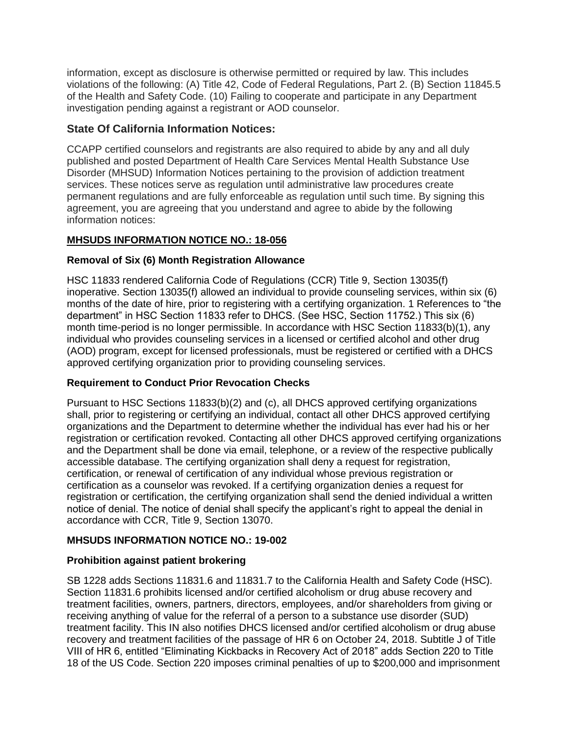information, except as disclosure is otherwise permitted or required by law. This includes violations of the following: (A) Title 42, Code of Federal Regulations, Part 2. (B) Section 11845.5 of the Health and Safety Code. (10) Failing to cooperate and participate in any Department investigation pending against a registrant or AOD counselor.

## State Of California Information Notices:

CCAPP certified counselors and registrants are also required to abide by any and all duly published and posted Department of Health Care Services Mental Health Substance Use Disorder (MHSUD) Information Notices pertaining to the provision of addiction treatment services. These notices serve as regulation until administrative law procedures create permanent regulations and are fully enforceable as regulation until such time. By signing this agreement, you are agreeing that you understand and agree to abide by the following information notices:

### <u>MHSUDS INFORMATION NOTICE NO.: 18-056</u>

#### Removal of Six (6) Month Registration Allowance

HSC 11833 rendered California Code of Regulations (CCR) Title 9, Section 13035(f) inoperative. Section 13035(f) allowed an individual to provide counseling services, within six (6) months of the date of hire, prior to registering with a certifying organization. 1 References to "the department" in HSC Section 11833 refer to DHCS. (See HSC, Section 11752.) This six (6) month time-period is no longer permissible. In accordance with HSC Section 11833(b)(1), any individual who provides counseling services in a licensed or certified alcohol and other drug (AOD) program, except for licensed professionals, must be registered or certified with a DHCS approved certifying organization prior to providing counseling services.

#### Requirement to Conduct Prior Revocation Checks

Pursuant to HSC Sections 11833(b)(2) and (c), all DHCS approved certifying organizations shall, prior to registering or certifying an individual, contact all other DHCS approved certifying organizations and the Department to determine whether the individual has ever had his or her registration or certification revoked. Contacting all other DHCS approved certifying organizations and the Department shall be done via email, telephone, or a review of the respective publically accessible database. The certifying organization shall deny a request for registration, certification, or renewal of certification of any individual whose previous registration or certification as a counselor was revoked. If a certifying organization denies a request for registration or certification, the certifying organization shall send the denied individual a written notice of denial. The notice of denial shall specify the applicant's right to appeal the denial in accordance with CCR, Title 9, Section 13070.

### MHSUDS INFORMATION NOTICE NO.: 19-002

#### Prohibition against patient brokering

SB 1228 adds Sections 11831.6 and 11831.7 to the California Health and Safety Code (HSC). Section 11831.6 prohibits licensed and/or certified alcoholism or drug abuse recovery and treatment facilities, owners, partners, directors, employees, and/or shareholders from giving or receiving anything of value for the referral of a person to a substance use disorder (SUD) treatment facility. This IN also notifies DHCS licensed and/or certified alcoholism or drug abuse recovery and treatment facilities of the passage of HR 6 on October 24, 2018. Subtitle J of Title VIII of HR 6, entitled "Eliminating Kickbacks in Recovery Act of 2018" adds Section 220 to Title 18 of the US Code. Section 220 imposes criminal penalties of up to $200,000 and imprisonment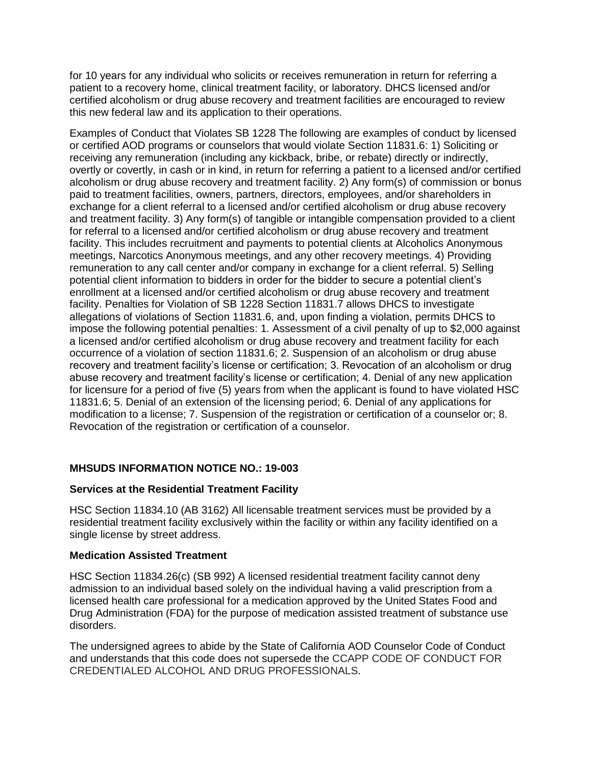for 10 years for any individual who solicits or receives remuneration in return for referring a patient to a recovery home, clinical treatment facility, or laboratory. DHCS licensed and/or certified alcoholism or drug abuse recovery and treatment facilities are encouraged to review this new federal law and its application to their operations.

Examples of Conduct that Violates SB 1228 The following are examples of conduct by licensed or certified AOD programs or counselors that would violate Section 11831.6: 1) Soliciting or receiving any remuneration (including any kickback, bribe, or rebate) directly or indirectly, overtly or covertly, in cash or in kind, in return for referring a patient to a licensed and/or certified alcoholism or drug abuse recovery and treatment facility. 2) Any form(s) of commission or bonus paid to treatment facilities, owners, partners, directors, employees, and/or shareholders in exchange for a client referral to a licensed and/or certified alcoholism or drug abuse recovery and treatment facility. 3) Any form(s) of tangible or intangible compensation provided to a client for referral to a licensed and/or certified alcoholism or drug abuse recovery and treatment facility. This includes recruitment and payments to potential clients at Alcoholics Anonymous meetings, Narcotics Anonymous meetings, and any other recovery meetings. 4) Providing remuneration to any call center and/or company in exchange for a client referral. 5) Selling potential client information to bidders in order for the bidder to secure a potential client's enrollment at a licensed and/or certified alcoholism or drug abuse recovery and treatment facility. Penalties for Violation of SB 1228 Section 11831.7 allows DHCS to investigate allegations of violations of Section 11831.6, and, upon finding a violation, permits DHCS to impose the following potential penalties: 1. Assessment of a civil penalty of up to $2,000 against a licensed and/or certified alcoholism or drug abuse recovery and treatment facility for each occurrence of a violation of section 11831.6; 2. Suspension of an alcoholism or drug abuse recovery and treatment facility's license or certification; 3. Revocation of an alcoholism or drug abuse recovery and treatment facility's license or certification; 4. Denial of any new application for licensure for a period of five (5) years from when the applicant is found to have violated HSC 11831.6; 5. Denial of an extension of the licensing period; 6. Denial of any applications for modification to a license; 7. Suspension of the registration or certification of a counselor or; 8. Revocation of the registration or certification of a counselor.

**MHSUDS INFORMATION NOTICE NO.: 19-003**

**Services at the Residential Treatment Facility**

HSC Section 11834.10 (AB 3162) All licensable treatment services must be provided by a residential treatment facility exclusively within the facility or within any facility identified on a single license by street address.

**Medication Assisted Treatment**

HSC Section 11834.26(c) (SB 992) A licensed residential treatment facility cannot deny admission to an individual based solely on the individual having a valid prescription from a licensed health care professional for a medication approved by the United States Food and Drug Administration (FDA) for the purpose of medication assisted treatment of substance use disorders.

The undersigned agrees to abide by the State of California AOD Counselor Code of Conduct and understands that this code does not supersede the CCAPP CODE OF CONDUCT FOR CREDENTIALED ALCOHOL AND DRUG PROFESSIONALS.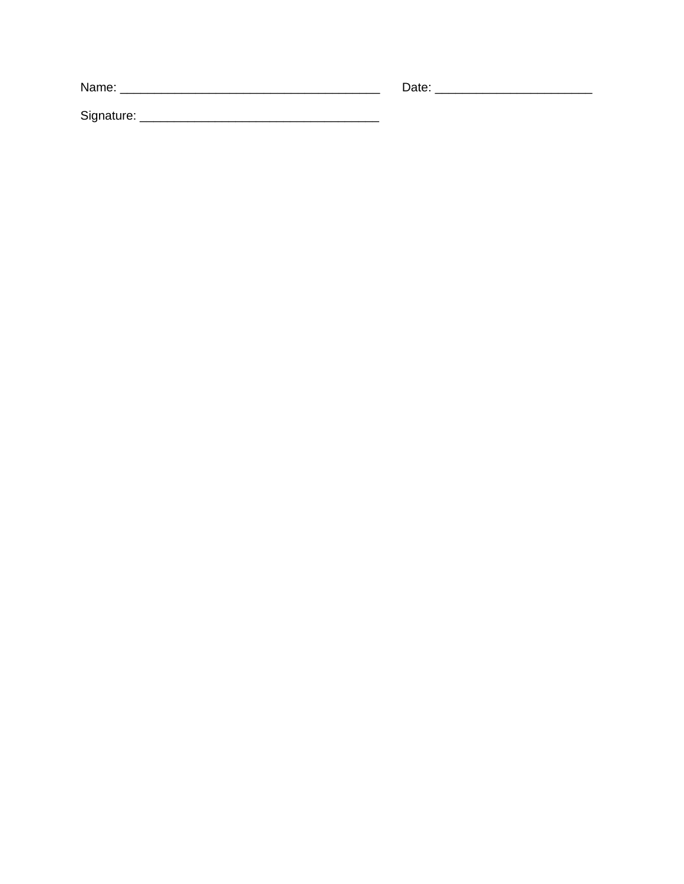Name: ______________________________________ Date: ______________________

Signature: ___________________________________